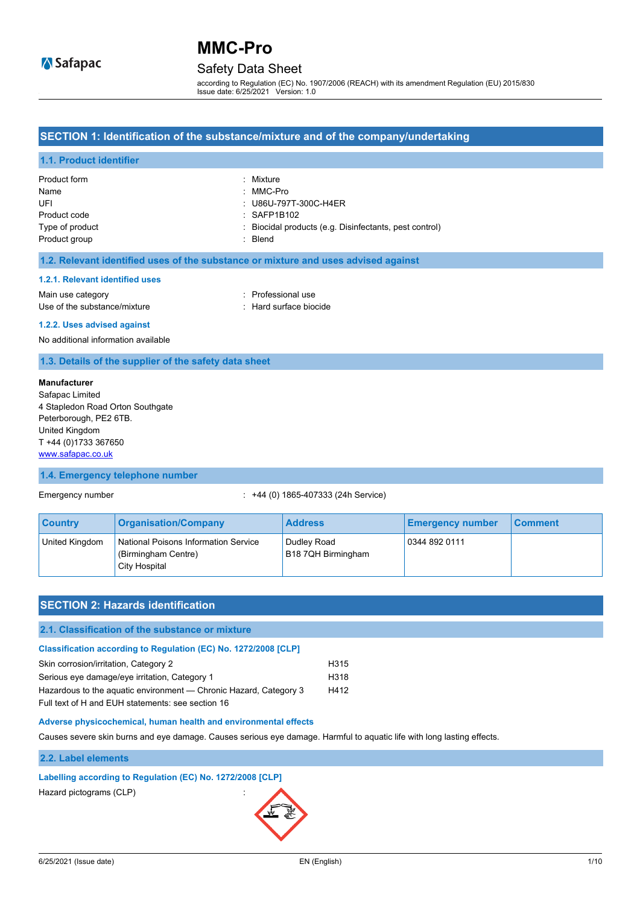# MMC-Pro

## Safety Data Sheet

according to Regulation (EC) No. 1907/2006 (REACH) with its amendment Regulation (EU) 2015/830
Issue date: 6/25/2021 Version: 1.0

## SECTION 1: Identification of the substance/mixture and of the company/undertaking

### 1.1. Product identifier

Product form : Mixture
Name : MMC-Pro
UFI : U86U-797T-300C-H4ER
Product code : SAFP1B102
Type of product : Biocidal products (e.g. Disinfectants, pest control)
Product group : Blend

### 1.2. Relevant identified uses of the substance or mixture and uses advised against

#### 1.2.1. Relevant identified uses

Main use category : Professional use
Use of the substance/mixture : Hard surface biocide

#### 1.2.2. Uses advised against

No additional information available

### 1.3. Details of the supplier of the safety data sheet

**Manufacturer**
Safapac Limited
4 Stapledon Road Orton Southgate
Peterborough, PE2 6TB.
United Kingdom
T +44 (0)1733 367650
www.safapac.co.uk

### 1.4. Emergency telephone number

Emergency number : +44 (0) 1865-407333 (24h Service)

| Country | Organisation/Company | Address | Emergency number | Comment |
|---|---|---|---|---|
| United Kingdom | National Poisons Information Service (Birmingham Centre) City Hospital | Dudley Road B18 7QH Birmingham | 0344 892 0111 | |

## SECTION 2: Hazards identification

### 2.1. Classification of the substance or mixture

**Classification according to Regulation (EC) No. 1272/2008 [CLP]**

| | |
|---|---|
| Skin corrosion/irritation, Category 2 | H315 |
| Serious eye damage/eye irritation, Category 1 | H318 |
| Hazardous to the aquatic environment — Chronic Hazard, Category 3 | H412 |

Full text of H and EUH statements: see section 16

**Adverse physicochemical, human health and environmental effects**

Causes severe skin burns and eye damage. Causes serious eye damage. Harmful to aquatic life with long lasting effects.

### 2.2. Label elements

**Labelling according to Regulation (EC) No. 1272/2008 [CLP]**

Hazard pictograms (CLP) :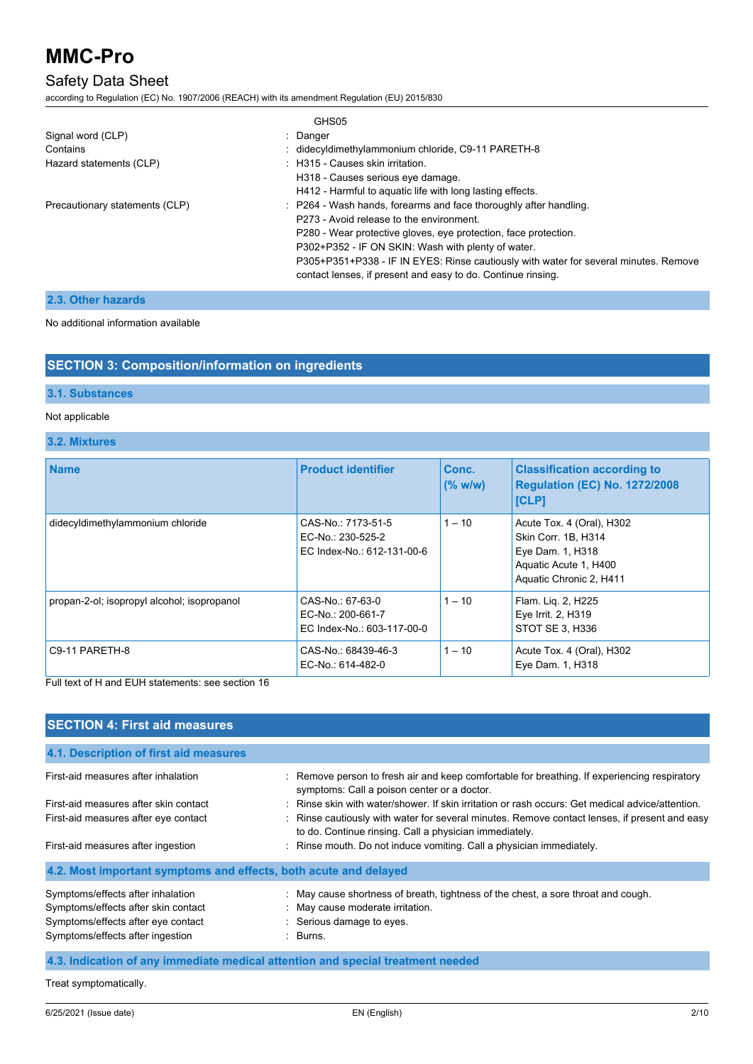GHS05

| | |
|---|---|
| Signal word (CLP) | : Danger |
| Contains | : didecyldimethylammonium chloride, C9-11 PARETH-8 |
| Hazard statements (CLP) | : H315 - Causes skin irritation.<br>H318 - Causes serious eye damage.<br>H412 - Harmful to aquatic life with long lasting effects. |
| Precautionary statements (CLP) | : P264 - Wash hands, forearms and face thoroughly after handling.<br>P273 - Avoid release to the environment.<br>P280 - Wear protective gloves, eye protection, face protection.<br>P302+P352 - IF ON SKIN: Wash with plenty of water.<br>P305+P351+P338 - IF IN EYES: Rinse cautiously with water for several minutes. Remove contact lenses, if present and easy to do. Continue rinsing. |

### 2.3. Other hazards

No additional information available

## SECTION 3: Composition/information on ingredients

### 3.1. Substances

Not applicable

### 3.2. Mixtures

| Name | Product identifier | Conc. (% w/w) | Classification according to Regulation (EC) No. 1272/2008 [CLP] |
|---|---|---|---|
| didecyldimethylammonium chloride | CAS-No.: 7173-51-5<br>EC-No.: 230-525-2<br>EC Index-No.: 612-131-00-6 | 1 – 10 | Acute Tox. 4 (Oral), H302<br>Skin Corr. 1B, H314<br>Eye Dam. 1, H318<br>Aquatic Acute 1, H400<br>Aquatic Chronic 2, H411 |
| propan-2-ol; isopropyl alcohol; isopropanol | CAS-No.: 67-63-0<br>EC-No.: 200-661-7<br>EC Index-No.: 603-117-00-0 | 1 – 10 | Flam. Liq. 2, H225<br>Eye Irrit. 2, H319<br>STOT SE 3, H336 |
| C9-11 PARETH-8 | CAS-No.: 68439-46-3<br>EC-No.: 614-482-0 | 1 – 10 | Acute Tox. 4 (Oral), H302<br>Eye Dam. 1, H318 |

Full text of H and EUH statements: see section 16

## SECTION 4: First aid measures

### 4.1. Description of first aid measures

| | |
|---|---|
| First-aid measures after inhalation | : Remove person to fresh air and keep comfortable for breathing. If experiencing respiratory symptoms: Call a poison center or a doctor. |
| First-aid measures after skin contact | : Rinse skin with water/shower. If skin irritation or rash occurs: Get medical advice/attention. |
| First-aid measures after eye contact | : Rinse cautiously with water for several minutes. Remove contact lenses, if present and easy to do. Continue rinsing. Call a physician immediately. |
| First-aid measures after ingestion | : Rinse mouth. Do not induce vomiting. Call a physician immediately. |

### 4.2. Most important symptoms and effects, both acute and delayed

| | |
|---|---|
| Symptoms/effects after inhalation | : May cause shortness of breath, tightness of the chest, a sore throat and cough. |
| Symptoms/effects after skin contact | : May cause moderate irritation. |
| Symptoms/effects after eye contact | : Serious damage to eyes. |
| Symptoms/effects after ingestion | : Burns. |

### 4.3. Indication of any immediate medical attention and special treatment needed

Treat symptomatically.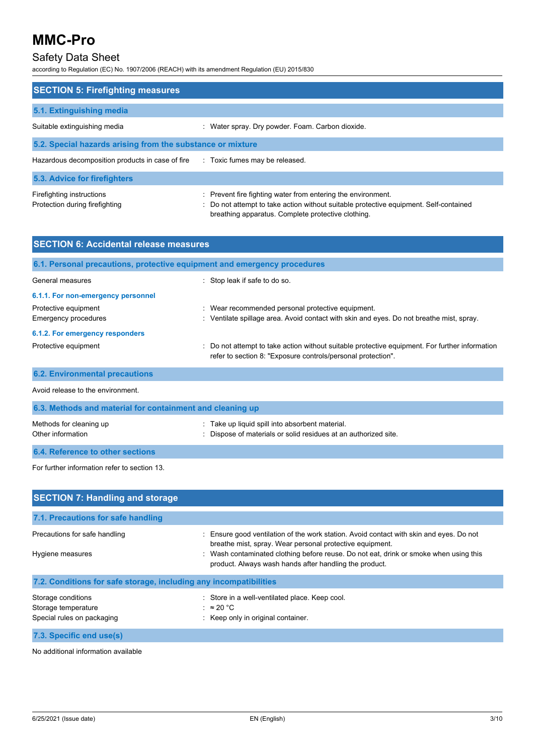## SECTION 5: Firefighting measures

### 5.1. Extinguishing media

Suitable extinguishing media : Water spray. Dry powder. Foam. Carbon dioxide.

### 5.2. Special hazards arising from the substance or mixture

Hazardous decomposition products in case of fire : Toxic fumes may be released.

### 5.3. Advice for firefighters

Firefighting instructions : Prevent fire fighting water from entering the environment.

Protection during firefighting : Do not attempt to take action without suitable protective equipment. Self-contained breathing apparatus. Complete protective clothing.

## SECTION 6: Accidental release measures

### 6.1. Personal precautions, protective equipment and emergency procedures

General measures : Stop leak if safe to do so.

#### 6.1.1. For non-emergency personnel

Protective equipment : Wear recommended personal protective equipment.

Emergency procedures : Ventilate spillage area. Avoid contact with skin and eyes. Do not breathe mist, spray.

#### 6.1.2. For emergency responders

Protective equipment : Do not attempt to take action without suitable protective equipment. For further information refer to section 8: "Exposure controls/personal protection".

### 6.2. Environmental precautions

Avoid release to the environment.

### 6.3. Methods and material for containment and cleaning up

Methods for cleaning up : Take up liquid spill into absorbent material.

Other information : Dispose of materials or solid residues at an authorized site.

### 6.4. Reference to other sections

For further information refer to section 13.

## SECTION 7: Handling and storage

### 7.1. Precautions for safe handling

Precautions for safe handling : Ensure good ventilation of the work station. Avoid contact with skin and eyes. Do not breathe mist, spray. Wear personal protective equipment.

Hygiene measures : Wash contaminated clothing before reuse. Do not eat, drink or smoke when using this product. Always wash hands after handling the product.

### 7.2. Conditions for safe storage, including any incompatibilities

Storage conditions : Store in a well-ventilated place. Keep cool.

Storage temperature : ≈ 20 °C

Special rules on packaging : Keep only in original container.

### 7.3. Specific end use(s)

No additional information available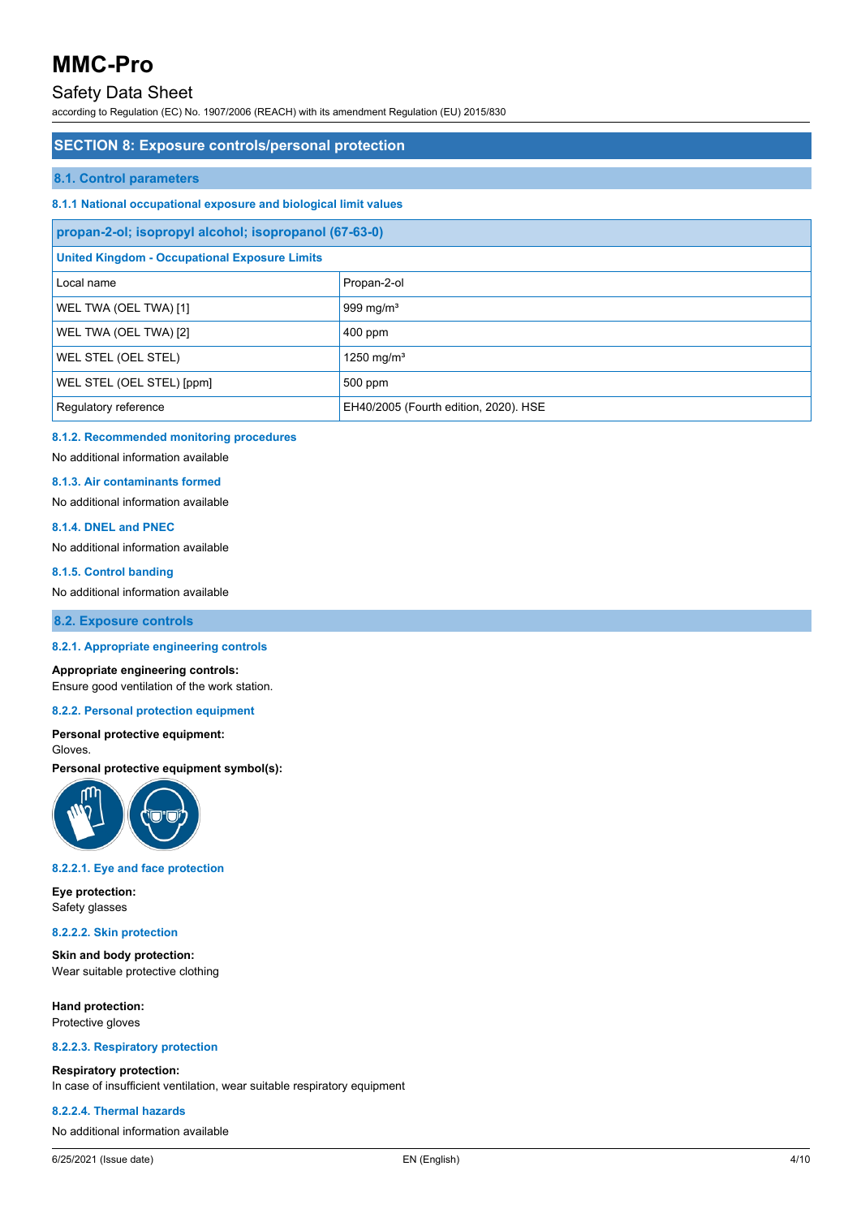## SECTION 8: Exposure controls/personal protection

### 8.1. Control parameters

#### 8.1.1 National occupational exposure and biological limit values

| propan-2-ol; isopropyl alcohol; isopropanol (67-63-0) | |
|---|---|
| **United Kingdom - Occupational Exposure Limits** | |
| Local name | Propan-2-ol |
| WEL TWA (OEL TWA) [1] | 999 mg/m³ |
| WEL TWA (OEL TWA) [2] | 400 ppm |
| WEL STEL (OEL STEL) | 1250 mg/m³ |
| WEL STEL (OEL STEL) [ppm] | 500 ppm |
| Regulatory reference | EH40/2005 (Fourth edition, 2020). HSE |

#### 8.1.2. Recommended monitoring procedures

No additional information available

#### 8.1.3. Air contaminants formed

No additional information available

#### 8.1.4. DNEL and PNEC

No additional information available

#### 8.1.5. Control banding

No additional information available

### 8.2. Exposure controls

#### 8.2.1. Appropriate engineering controls

**Appropriate engineering controls:**
Ensure good ventilation of the work station.

#### 8.2.2. Personal protection equipment

**Personal protective equipment:**
Gloves.

**Personal protective equipment symbol(s):**

##### 8.2.2.1. Eye and face protection

**Eye protection:**
Safety glasses

##### 8.2.2.2. Skin protection

**Skin and body protection:**
Wear suitable protective clothing

**Hand protection:**
Protective gloves

##### 8.2.2.3. Respiratory protection

**Respiratory protection:**
In case of insufficient ventilation, wear suitable respiratory equipment

##### 8.2.2.4. Thermal hazards

No additional information available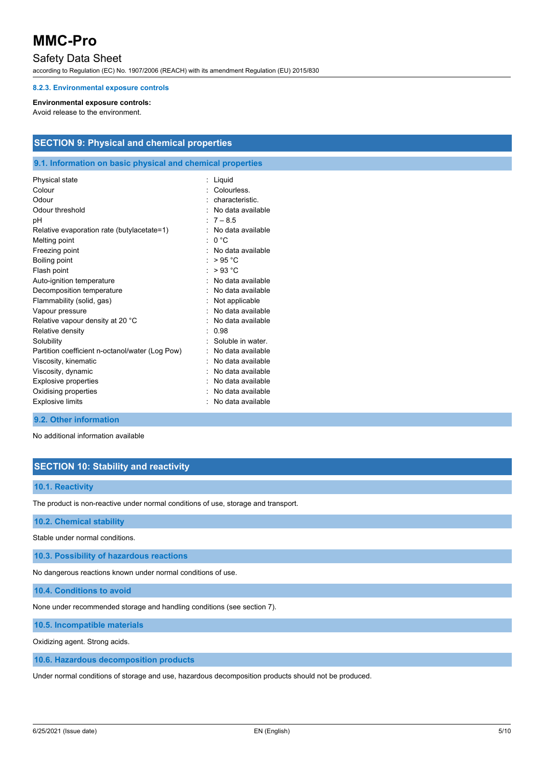#### 8.2.3. Environmental exposure controls

**Environmental exposure controls:**
Avoid release to the environment.

## SECTION 9: Physical and chemical properties

### 9.1. Information on basic physical and chemical properties

| Property | Value |
|---|---|
| Physical state | Liquid |
| Colour | Colourless. |
| Odour | characteristic. |
| Odour threshold | No data available |
| pH | 7 – 8.5 |
| Relative evaporation rate (butylacetate=1) | No data available |
| Melting point | 0 °C |
| Freezing point | No data available |
| Boiling point | > 95 °C |
| Flash point | > 93 °C |
| Auto-ignition temperature | No data available |
| Decomposition temperature | No data available |
| Flammability (solid, gas) | Not applicable |
| Vapour pressure | No data available |
| Relative vapour density at 20 °C | No data available |
| Relative density | 0.98 |
| Solubility | Soluble in water. |
| Partition coefficient n-octanol/water (Log Pow) | No data available |
| Viscosity, kinematic | No data available |
| Viscosity, dynamic | No data available |
| Explosive properties | No data available |
| Oxidising properties | No data available |
| Explosive limits | No data available |

### 9.2. Other information

No additional information available

## SECTION 10: Stability and reactivity

### 10.1. Reactivity

The product is non-reactive under normal conditions of use, storage and transport.

### 10.2. Chemical stability

Stable under normal conditions.

### 10.3. Possibility of hazardous reactions

No dangerous reactions known under normal conditions of use.

### 10.4. Conditions to avoid

None under recommended storage and handling conditions (see section 7).

### 10.5. Incompatible materials

Oxidizing agent. Strong acids.

### 10.6. Hazardous decomposition products

Under normal conditions of storage and use, hazardous decomposition products should not be produced.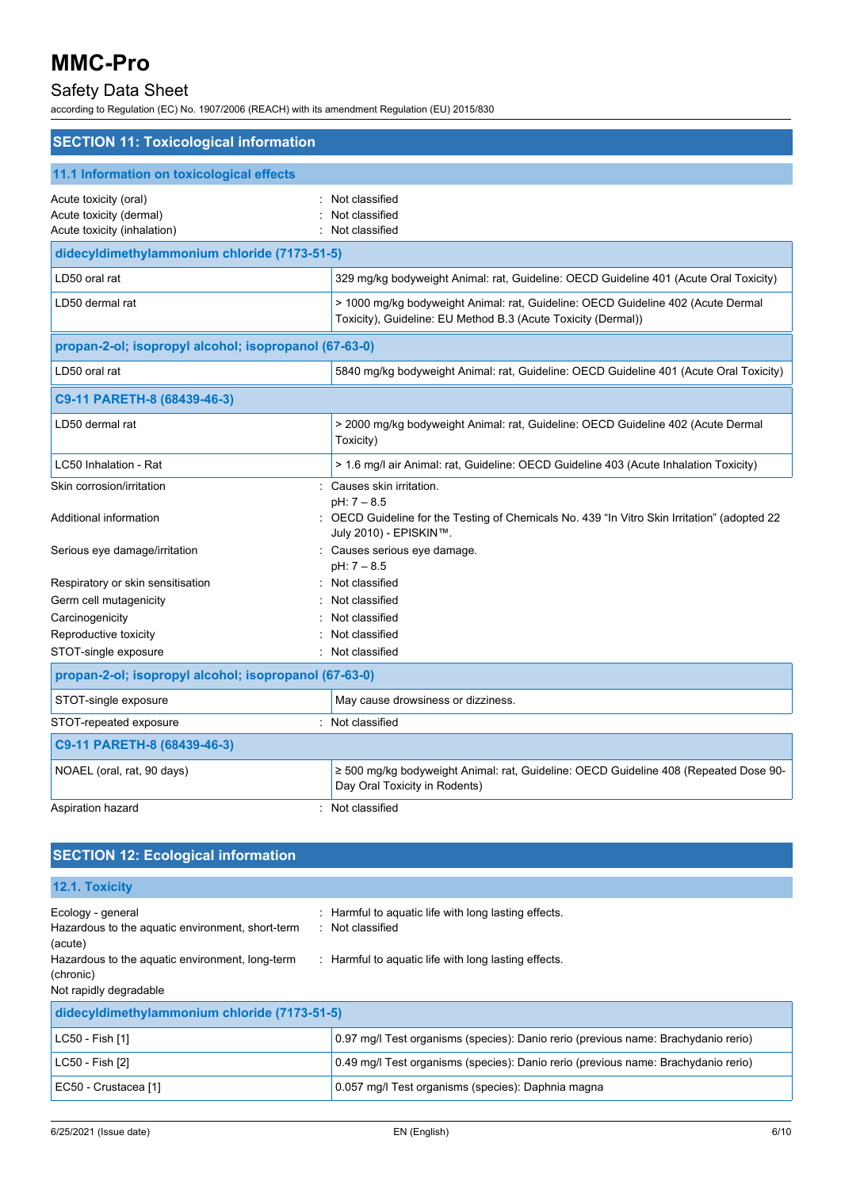## SECTION 11: Toxicological information

### 11.1 Information on toxicological effects

Acute toxicity (oral) : Not classified
Acute toxicity (dermal) : Not classified
Acute toxicity (inhalation) : Not classified

| didecyldimethylammonium chloride (7173-51-5) | |
|---|---|
| LD50 oral rat | 329 mg/kg bodyweight Animal: rat, Guideline: OECD Guideline 401 (Acute Oral Toxicity) |
| LD50 dermal rat | > 1000 mg/kg bodyweight Animal: rat, Guideline: OECD Guideline 402 (Acute Dermal Toxicity), Guideline: EU Method B.3 (Acute Toxicity (Dermal)) |
| **propan-2-ol; isopropyl alcohol; isopropanol (67-63-0)** | |
| LD50 oral rat | 5840 mg/kg bodyweight Animal: rat, Guideline: OECD Guideline 401 (Acute Oral Toxicity) |
| **C9-11 PARETH-8 (68439-46-3)** | |
| LD50 dermal rat | > 2000 mg/kg bodyweight Animal: rat, Guideline: OECD Guideline 402 (Acute Dermal Toxicity) |
| LC50 Inhalation - Rat | > 1.6 mg/l air Animal: rat, Guideline: OECD Guideline 403 (Acute Inhalation Toxicity) |

Skin corrosion/irritation : Causes skin irritation.
pH: 7 – 8.5

Additional information : OECD Guideline for the Testing of Chemicals No. 439 "In Vitro Skin Irritation" (adopted 22 July 2010) - EPISKIN™.

Serious eye damage/irritation : Causes serious eye damage.
pH: 7 – 8.5

Respiratory or skin sensitisation : Not classified
Germ cell mutagenicity : Not classified
Carcinogenicity : Not classified
Reproductive toxicity : Not classified
STOT-single exposure : Not classified

| propan-2-ol; isopropyl alcohol; isopropanol (67-63-0) | |
|---|---|
| STOT-single exposure | May cause drowsiness or dizziness. |

STOT-repeated exposure : Not classified

| C9-11 PARETH-8 (68439-46-3) | |
|---|---|
| NOAEL (oral, rat, 90 days) | ≥ 500 mg/kg bodyweight Animal: rat, Guideline: OECD Guideline 408 (Repeated Dose 90-Day Oral Toxicity in Rodents) |

Aspiration hazard : Not classified

## SECTION 12: Ecological information

### 12.1. Toxicity

Ecology - general : Harmful to aquatic life with long lasting effects.
Hazardous to the aquatic environment, short-term (acute) : Not classified
Hazardous to the aquatic environment, long-term (chronic) : Harmful to aquatic life with long lasting effects.
Not rapidly degradable

| didecyldimethylammonium chloride (7173-51-5) | |
|---|---|
| LC50 - Fish [1] | 0.97 mg/l Test organisms (species): Danio rerio (previous name: Brachydanio rerio) |
| LC50 - Fish [2] | 0.49 mg/l Test organisms (species): Danio rerio (previous name: Brachydanio rerio) |
| EC50 - Crustacea [1] | 0.057 mg/l Test organisms (species): Daphnia magna |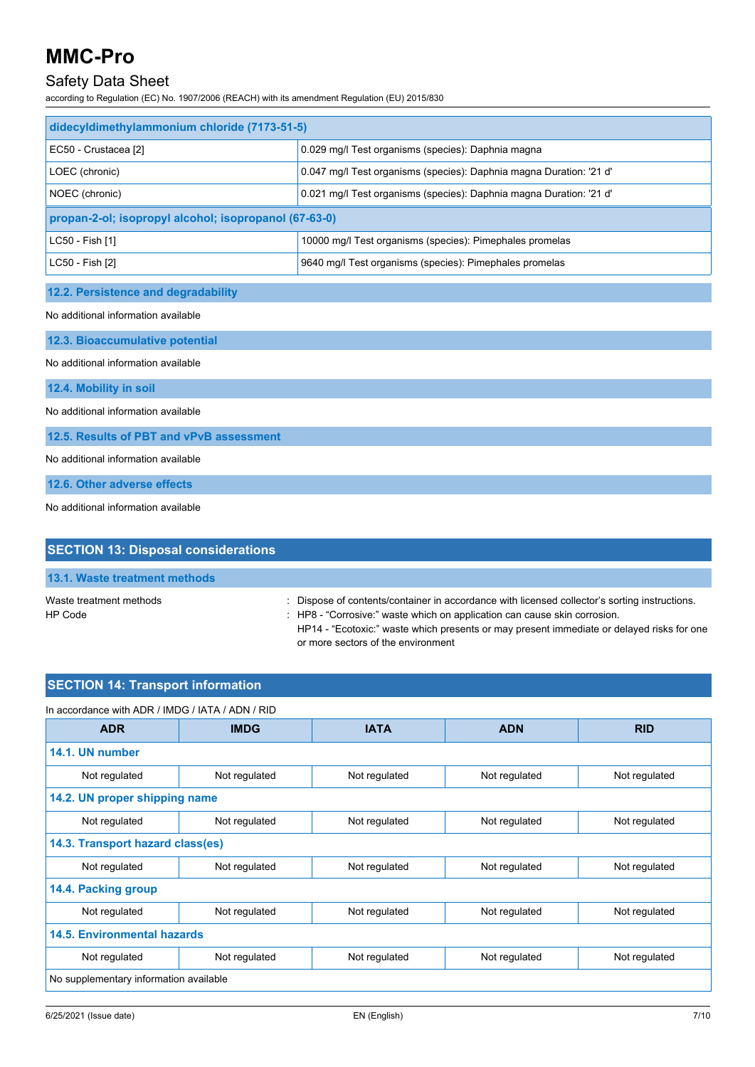| didecyldimethylammonium chloride (7173-51-5) | |
|---|---|
| EC50 - Crustacea [2] | 0.029 mg/l Test organisms (species): Daphnia magna |
| LOEC (chronic) | 0.047 mg/l Test organisms (species): Daphnia magna Duration: '21 d' |
| NOEC (chronic) | 0.021 mg/l Test organisms (species): Daphnia magna Duration: '21 d' |

| propan-2-ol; isopropyl alcohol; isopropanol (67-63-0) | |
|---|---|
| LC50 - Fish [1] | 10000 mg/l Test organisms (species): Pimephales promelas |
| LC50 - Fish [2] | 9640 mg/l Test organisms (species): Pimephales promelas |

### 12.2. Persistence and degradability

No additional information available

### 12.3. Bioaccumulative potential

No additional information available

### 12.4. Mobility in soil

No additional information available

### 12.5. Results of PBT and vPvB assessment

No additional information available

### 12.6. Other adverse effects

No additional information available

## SECTION 13: Disposal considerations

### 13.1. Waste treatment methods

Waste treatment methods : Dispose of contents/container in accordance with licensed collector's sorting instructions.

HP Code : HP8 - "Corrosive:" waste which on application can cause skin corrosion.
HP14 - "Ecotoxic:" waste which presents or may present immediate or delayed risks for one or more sectors of the environment

## SECTION 14: Transport information

In accordance with ADR / IMDG / IATA / ADN / RID

| ADR | IMDG | IATA | ADN | RID |
|---|---|---|---|---|
| **14.1. UN number** | | | | |
| Not regulated | Not regulated | Not regulated | Not regulated | Not regulated |
| **14.2. UN proper shipping name** | | | | |
| Not regulated | Not regulated | Not regulated | Not regulated | Not regulated |
| **14.3. Transport hazard class(es)** | | | | |
| Not regulated | Not regulated | Not regulated | Not regulated | Not regulated |
| **14.4. Packing group** | | | | |
| Not regulated | Not regulated | Not regulated | Not regulated | Not regulated |
| **14.5. Environmental hazards** | | | | |
| Not regulated | Not regulated | Not regulated | Not regulated | Not regulated |
| No supplementary information available | | | | |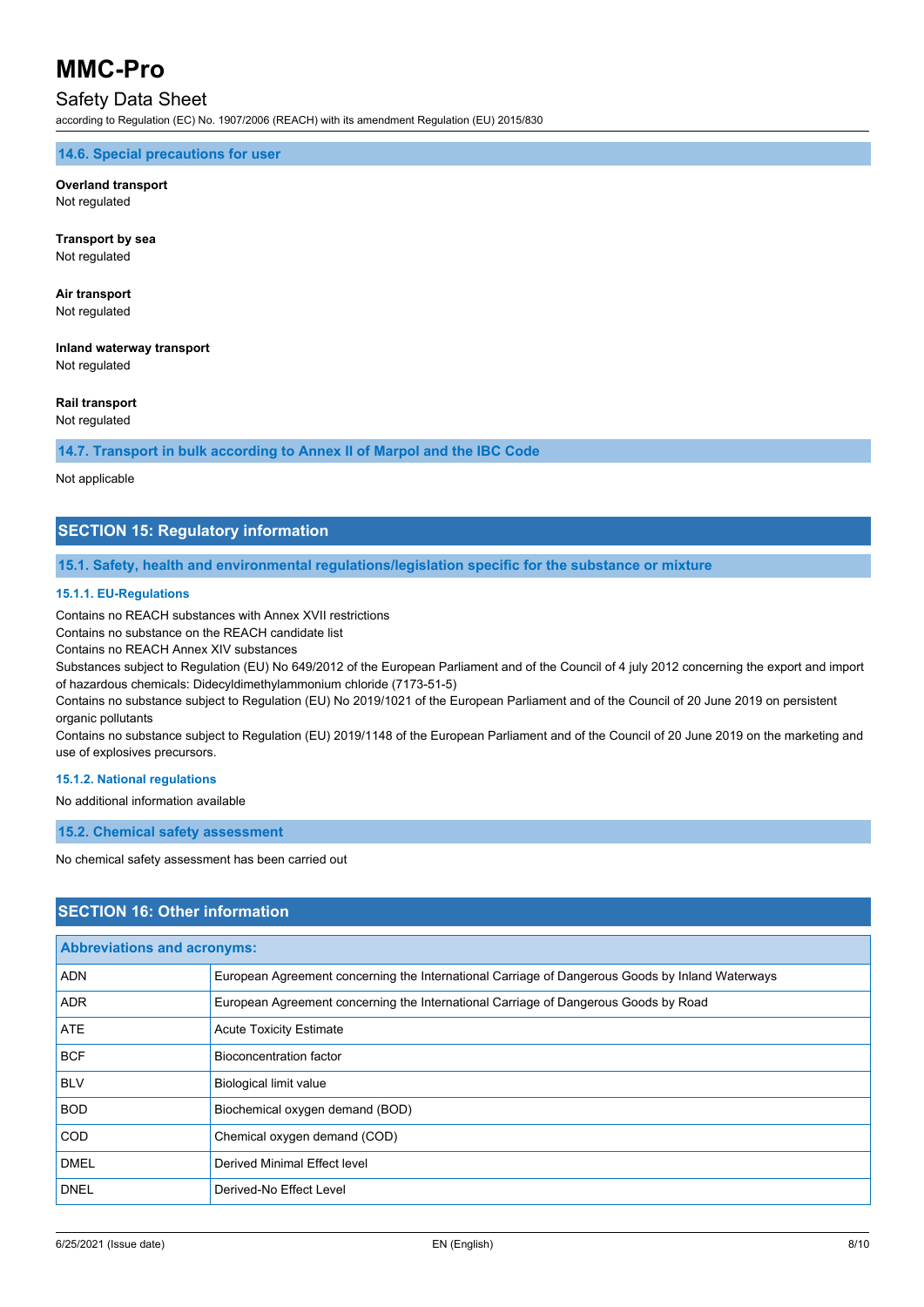### 14.6. Special precautions for user

**Overland transport**
Not regulated

**Transport by sea**
Not regulated

**Air transport**
Not regulated

**Inland waterway transport**
Not regulated

**Rail transport**
Not regulated

### 14.7. Transport in bulk according to Annex II of Marpol and the IBC Code

Not applicable

## SECTION 15: Regulatory information

### 15.1. Safety, health and environmental regulations/legislation specific for the substance or mixture

#### 15.1.1. EU-Regulations

Contains no REACH substances with Annex XVII restrictions
Contains no substance on the REACH candidate list
Contains no REACH Annex XIV substances
Substances subject to Regulation (EU) No 649/2012 of the European Parliament and of the Council of 4 july 2012 concerning the export and import of hazardous chemicals: Didecyldimethylammonium chloride (7173-51-5)
Contains no substance subject to Regulation (EU) No 2019/1021 of the European Parliament and of the Council of 20 June 2019 on persistent organic pollutants
Contains no substance subject to Regulation (EU) 2019/1148 of the European Parliament and of the Council of 20 June 2019 on the marketing and use of explosives precursors.

#### 15.1.2. National regulations

No additional information available

### 15.2. Chemical safety assessment

No chemical safety assessment has been carried out

## SECTION 16: Other information

| Abbreviations and acronyms: | |
|---|---|
| ADN | European Agreement concerning the International Carriage of Dangerous Goods by Inland Waterways |
| ADR | European Agreement concerning the International Carriage of Dangerous Goods by Road |
| ATE | Acute Toxicity Estimate |
| BCF | Bioconcentration factor |
| BLV | Biological limit value |
| BOD | Biochemical oxygen demand (BOD) |
| COD | Chemical oxygen demand (COD) |
| DMEL | Derived Minimal Effect level |
| DNEL | Derived-No Effect Level |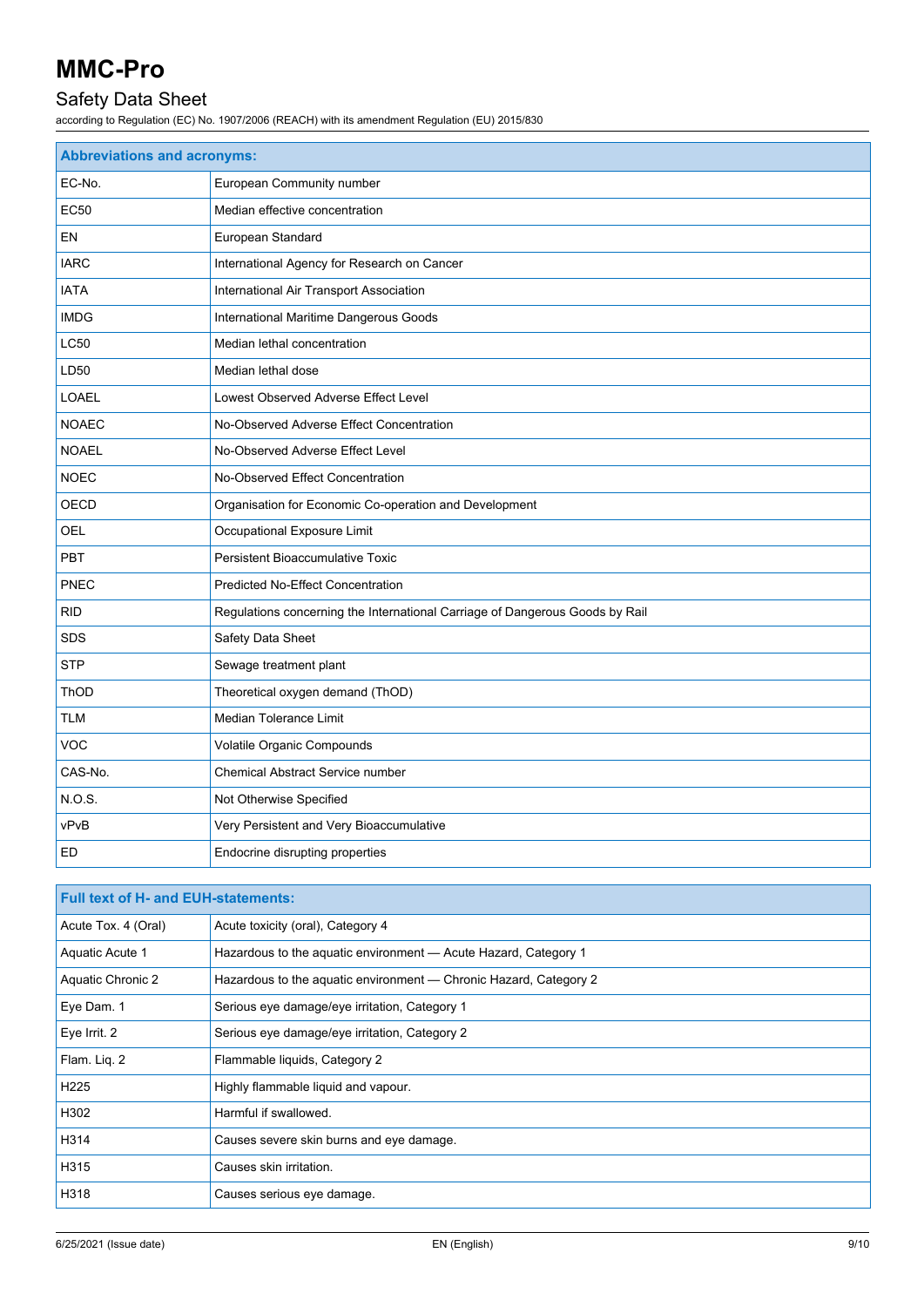| Abbreviations and acronyms: | |
| --- | --- |
| EC-No. | European Community number |
| EC50 | Median effective concentration |
| EN | European Standard |
| IARC | International Agency for Research on Cancer |
| IATA | International Air Transport Association |
| IMDG | International Maritime Dangerous Goods |
| LC50 | Median lethal concentration |
| LD50 | Median lethal dose |
| LOAEL | Lowest Observed Adverse Effect Level |
| NOAEC | No-Observed Adverse Effect Concentration |
| NOAEL | No-Observed Adverse Effect Level |
| NOEC | No-Observed Effect Concentration |
| OECD | Organisation for Economic Co-operation and Development |
| OEL | Occupational Exposure Limit |
| PBT | Persistent Bioaccumulative Toxic |
| PNEC | Predicted No-Effect Concentration |
| RID | Regulations concerning the International Carriage of Dangerous Goods by Rail |
| SDS | Safety Data Sheet |
| STP | Sewage treatment plant |
| ThOD | Theoretical oxygen demand (ThOD) |
| TLM | Median Tolerance Limit |
| VOC | Volatile Organic Compounds |
| CAS-No. | Chemical Abstract Service number |
| N.O.S. | Not Otherwise Specified |
| vPvB | Very Persistent and Very Bioaccumulative |
| ED | Endocrine disrupting properties |

| Full text of H- and EUH-statements: | |
| --- | --- |
| Acute Tox. 4 (Oral) | Acute toxicity (oral), Category 4 |
| Aquatic Acute 1 | Hazardous to the aquatic environment — Acute Hazard, Category 1 |
| Aquatic Chronic 2 | Hazardous to the aquatic environment — Chronic Hazard, Category 2 |
| Eye Dam. 1 | Serious eye damage/eye irritation, Category 1 |
| Eye Irrit. 2 | Serious eye damage/eye irritation, Category 2 |
| Flam. Liq. 2 | Flammable liquids, Category 2 |
| H225 | Highly flammable liquid and vapour. |
| H302 | Harmful if swallowed. |
| H314 | Causes severe skin burns and eye damage. |
| H315 | Causes skin irritation. |
| H318 | Causes serious eye damage. |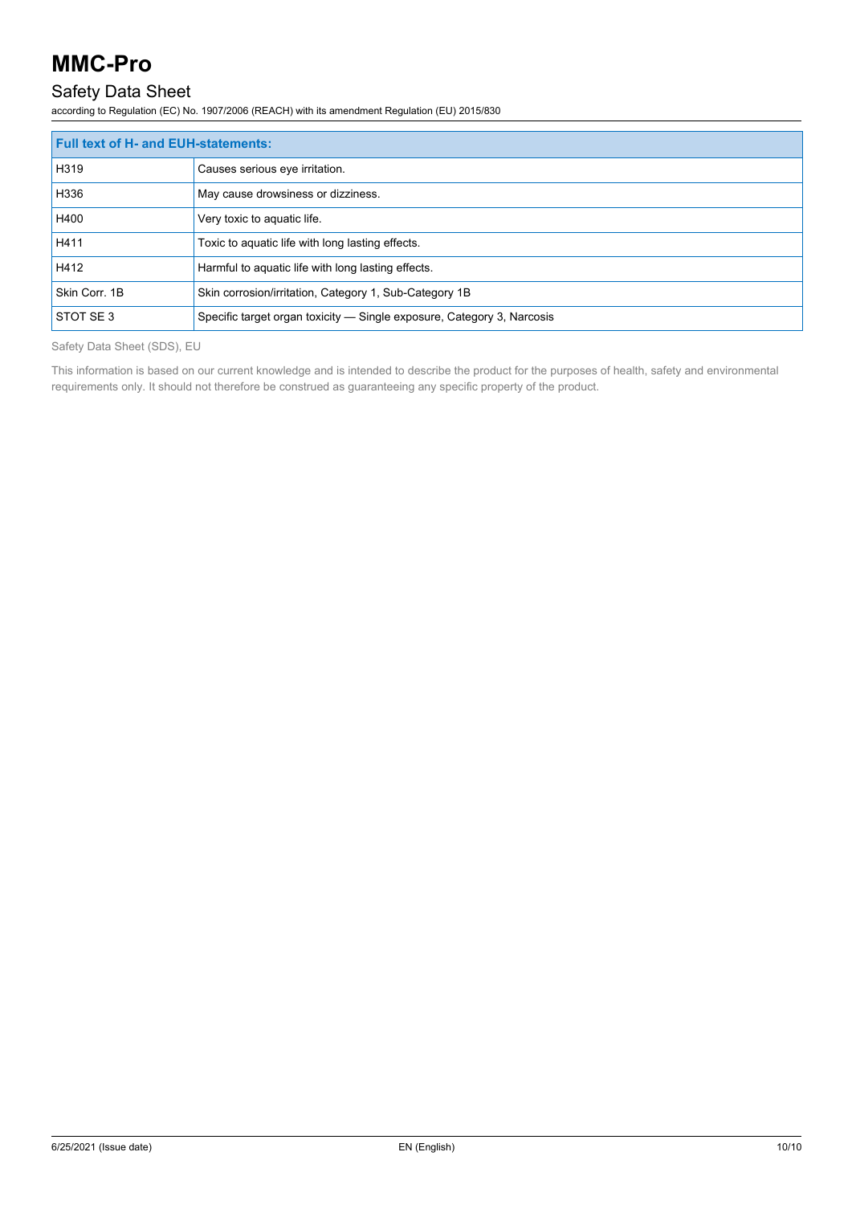| Full text of H- and EUH-statements: | |
|---|---|
| H319 | Causes serious eye irritation. |
| H336 | May cause drowsiness or dizziness. |
| H400 | Very toxic to aquatic life. |
| H411 | Toxic to aquatic life with long lasting effects. |
| H412 | Harmful to aquatic life with long lasting effects. |
| Skin Corr. 1B | Skin corrosion/irritation, Category 1, Sub-Category 1B |
| STOT SE 3 | Specific target organ toxicity — Single exposure, Category 3, Narcosis |

Safety Data Sheet (SDS), EU

This information is based on our current knowledge and is intended to describe the product for the purposes of health, safety and environmental requirements only. It should not therefore be construed as guaranteeing any specific property of the product.